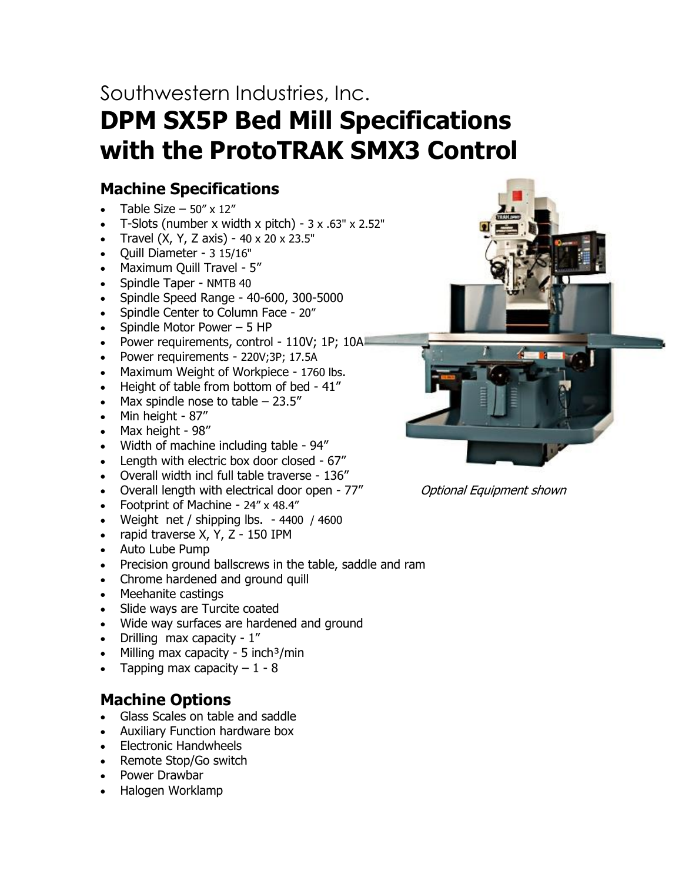Southwestern Industries, Inc.

# DPM SX5P Bed Mill Specifications with the ProtoTRAK SMX3 Control

## Machine Specifications

- Table Size – 50" x 12"
- T-Slots (number x width x pitch) - 3 x .63" x 2.52"
- Travel (X, Y, Z axis) - 40 x 20 x 23.5"
- Quill Diameter - 3 15/16"
- Maximum Quill Travel - 5"
- Spindle Taper - NMTB 40
- Spindle Speed Range - 40-600, 300-5000
- Spindle Center to Column Face - 20"
- Spindle Motor Power – 5 HP
- Power requirements, control - 110V; 1P; 10A
- Power requirements - 220V;3P; 17.5A
- Maximum Weight of Workpiece - 1760 lbs.
- Height of table from bottom of bed - 41"
- Max spindle nose to table – 23.5"
- Min height - 87"
- Max height - 98"
- Width of machine including table - 94"
- Length with electric box door closed - 67"
- Overall width incl full table traverse - 136"
- Overall length with electrical door open - 77"
- Footprint of Machine - 24" x 48.4"
- Weight net / shipping lbs. - 4400 / 4600
- rapid traverse X, Y, Z - 150 IPM
- Auto Lube Pump
- Precision ground ballscrews in the table, saddle and ram
- Chrome hardened and ground quill
- Meehanite castings
- Slide ways are Turcite coated
- Wide way surfaces are hardened and ground
- Drilling max capacity - 1"
- Milling max capacity - 5 inch$^3$/min
- Tapping max capacity – 1 - 8

*Optional Equipment shown*

## Machine Options

- Glass Scales on table and saddle
- Auxiliary Function hardware box
- Electronic Handwheels
- Remote Stop/Go switch
- Power Drawbar
- Halogen Worklamp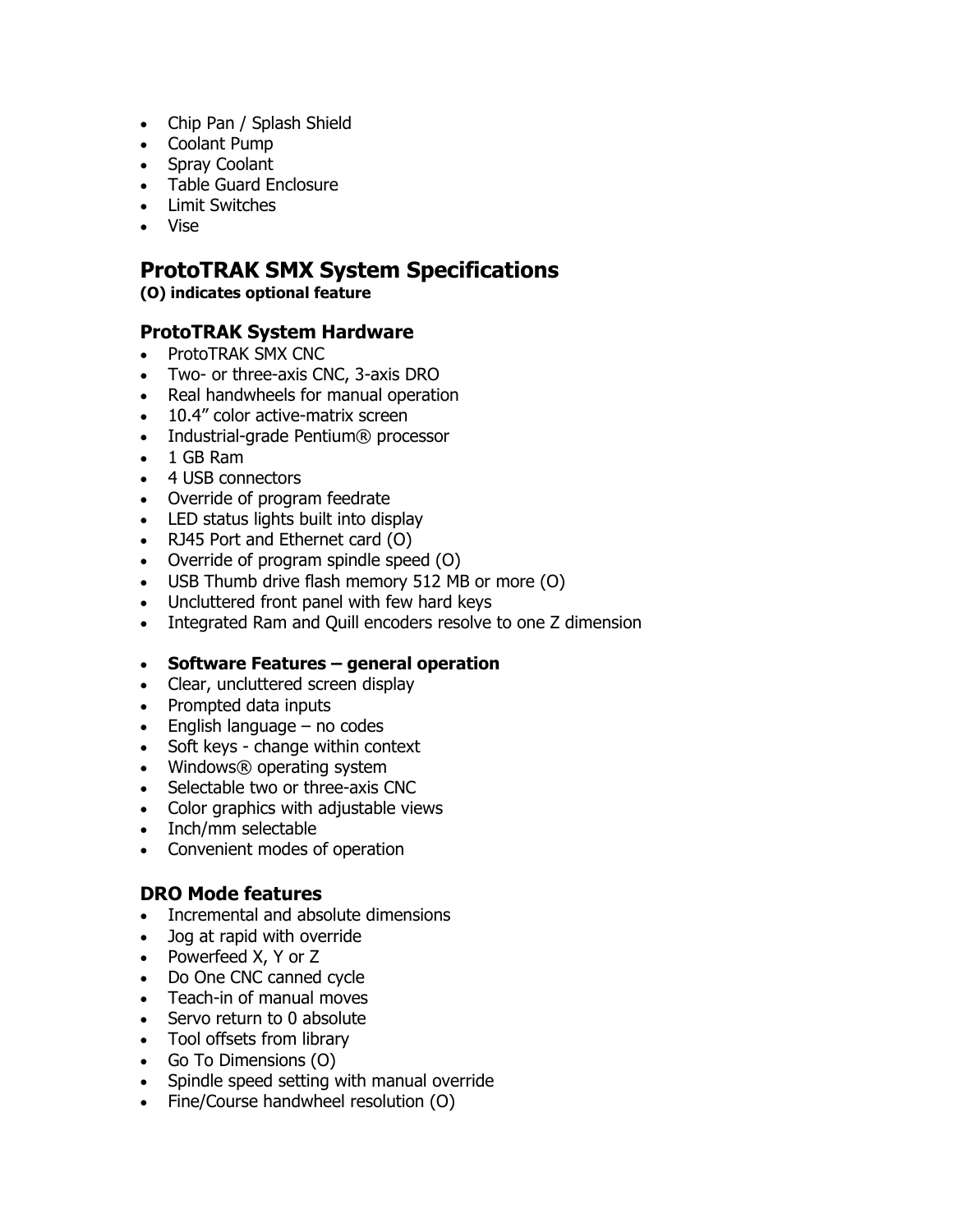- Chip Pan / Splash Shield
- Coolant Pump
- Spray Coolant
- Table Guard Enclosure
- Limit Switches
- Vise

## ProtoTRAK SMX System Specifications

**(O) indicates optional feature**

### ProtoTRAK System Hardware

- ProtoTRAK SMX CNC
- Two- or three-axis CNC, 3-axis DRO
- Real handwheels for manual operation
- 10.4" color active-matrix screen
- Industrial-grade Pentium® processor
- 1 GB Ram
- 4 USB connectors
- Override of program feedrate
- LED status lights built into display
- RJ45 Port and Ethernet card (O)
- Override of program spindle speed (O)
- USB Thumb drive flash memory 512 MB or more (O)
- Uncluttered front panel with few hard keys
- Integrated Ram and Quill encoders resolve to one Z dimension

- **Software Features – general operation**
- Clear, uncluttered screen display
- Prompted data inputs
- English language – no codes
- Soft keys - change within context
- Windows® operating system
- Selectable two or three-axis CNC
- Color graphics with adjustable views
- Inch/mm selectable
- Convenient modes of operation

### DRO Mode features

- Incremental and absolute dimensions
- Jog at rapid with override
- Powerfeed X, Y or Z
- Do One CNC canned cycle
- Teach-in of manual moves
- Servo return to 0 absolute
- Tool offsets from library
- Go To Dimensions (O)
- Spindle speed setting with manual override
- Fine/Course handwheel resolution (O)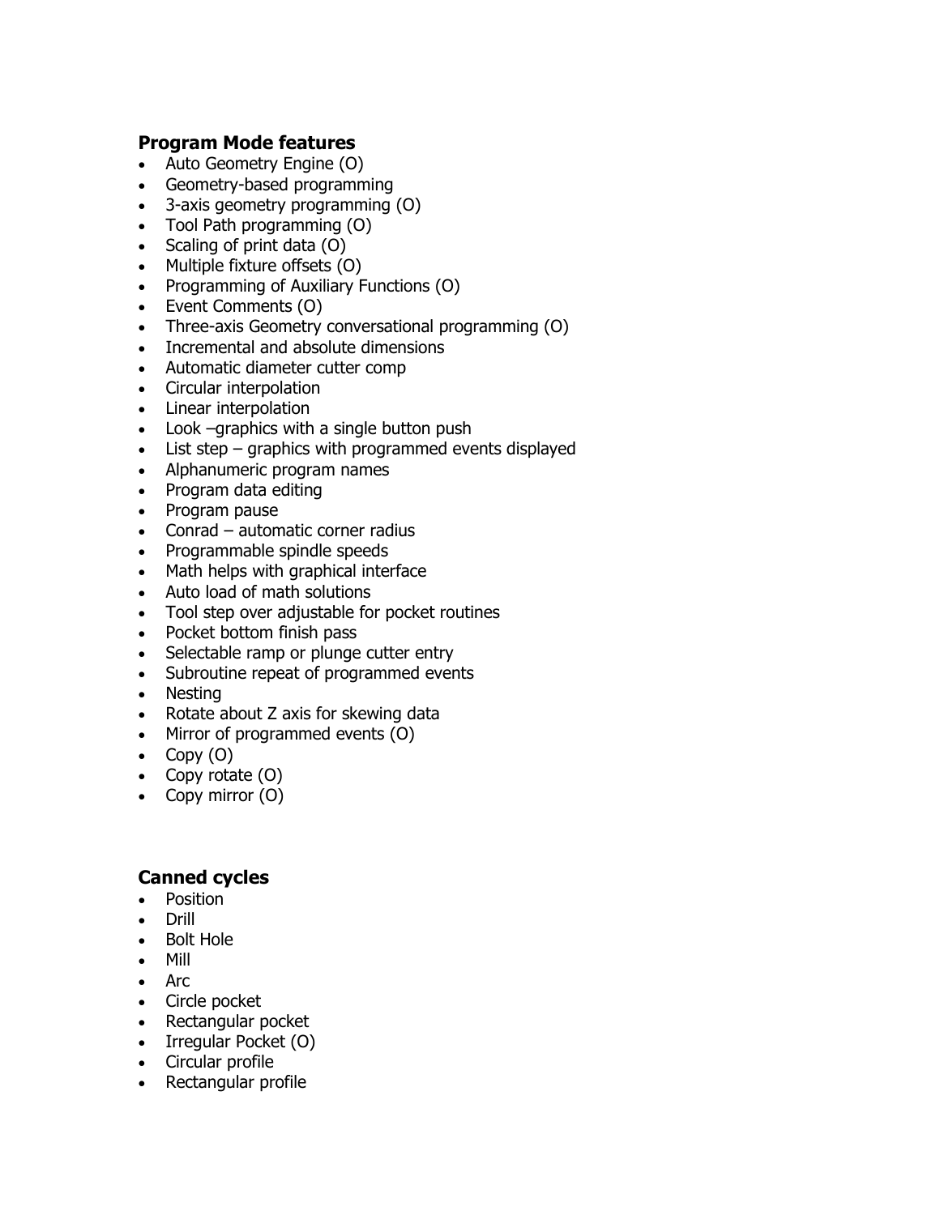**Program Mode features**

- Auto Geometry Engine (O)
- Geometry-based programming
- 3-axis geometry programming (O)
- Tool Path programming (O)
- Scaling of print data (O)
- Multiple fixture offsets (O)
- Programming of Auxiliary Functions (O)
- Event Comments (O)
- Three-axis Geometry conversational programming (O)
- Incremental and absolute dimensions
- Automatic diameter cutter comp
- Circular interpolation
- Linear interpolation
- Look –graphics with a single button push
- List step – graphics with programmed events displayed
- Alphanumeric program names
- Program data editing
- Program pause
- Conrad – automatic corner radius
- Programmable spindle speeds
- Math helps with graphical interface
- Auto load of math solutions
- Tool step over adjustable for pocket routines
- Pocket bottom finish pass
- Selectable ramp or plunge cutter entry
- Subroutine repeat of programmed events
- Nesting
- Rotate about Z axis for skewing data
- Mirror of programmed events (O)
- Copy (O)
- Copy rotate (O)
- Copy mirror (O)

**Canned cycles**

- Position
- Drill
- Bolt Hole
- Mill
- Arc
- Circle pocket
- Rectangular pocket
- Irregular Pocket (O)
- Circular profile
- Rectangular profile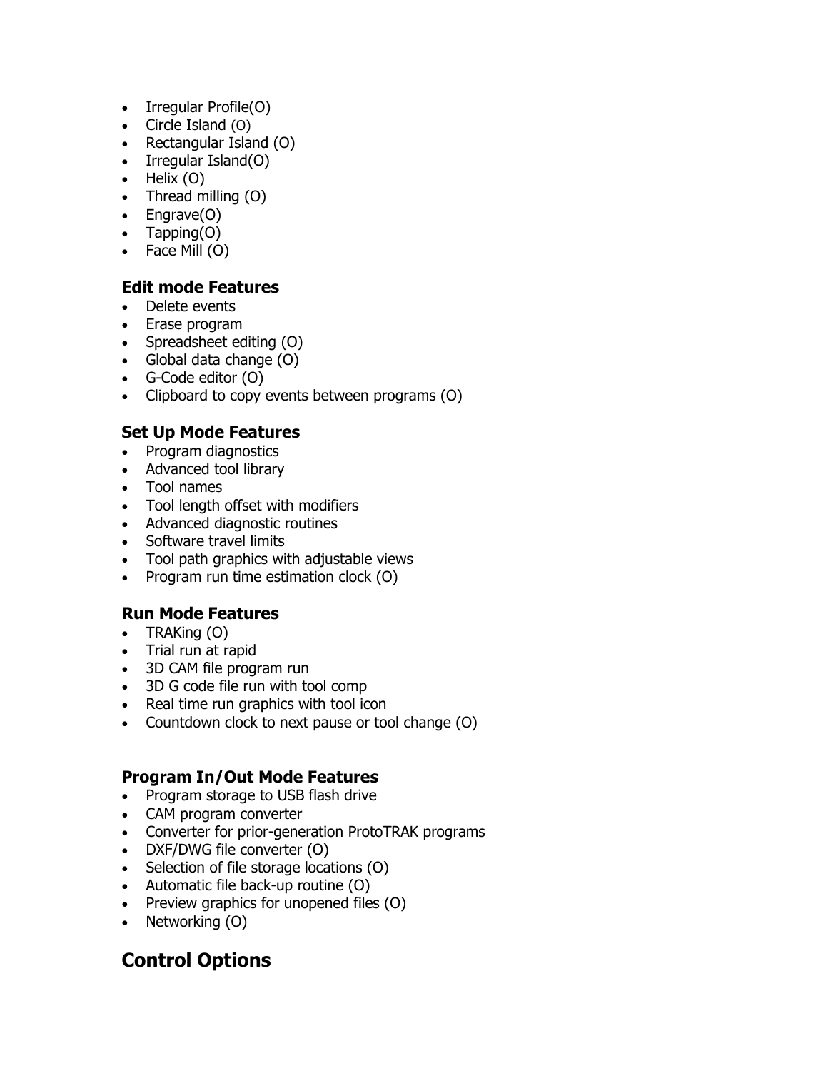- Irregular Profile(O)
- Circle Island (O)
- Rectangular Island (O)
- Irregular Island(O)
- Helix (O)
- Thread milling (O)
- Engrave(O)
- Tapping(O)
- Face Mill (O)

### Edit mode Features

- Delete events
- Erase program
- Spreadsheet editing (O)
- Global data change (O)
- G-Code editor (O)
- Clipboard to copy events between programs (O)

### Set Up Mode Features

- Program diagnostics
- Advanced tool library
- Tool names
- Tool length offset with modifiers
- Advanced diagnostic routines
- Software travel limits
- Tool path graphics with adjustable views
- Program run time estimation clock (O)

### Run Mode Features

- TRAKing (O)
- Trial run at rapid
- 3D CAM file program run
- 3D G code file run with tool comp
- Real time run graphics with tool icon
- Countdown clock to next pause or tool change (O)

### Program In/Out Mode Features

- Program storage to USB flash drive
- CAM program converter
- Converter for prior-generation ProtoTRAK programs
- DXF/DWG file converter (O)
- Selection of file storage locations (O)
- Automatic file back-up routine (O)
- Preview graphics for unopened files (O)
- Networking (O)

## Control Options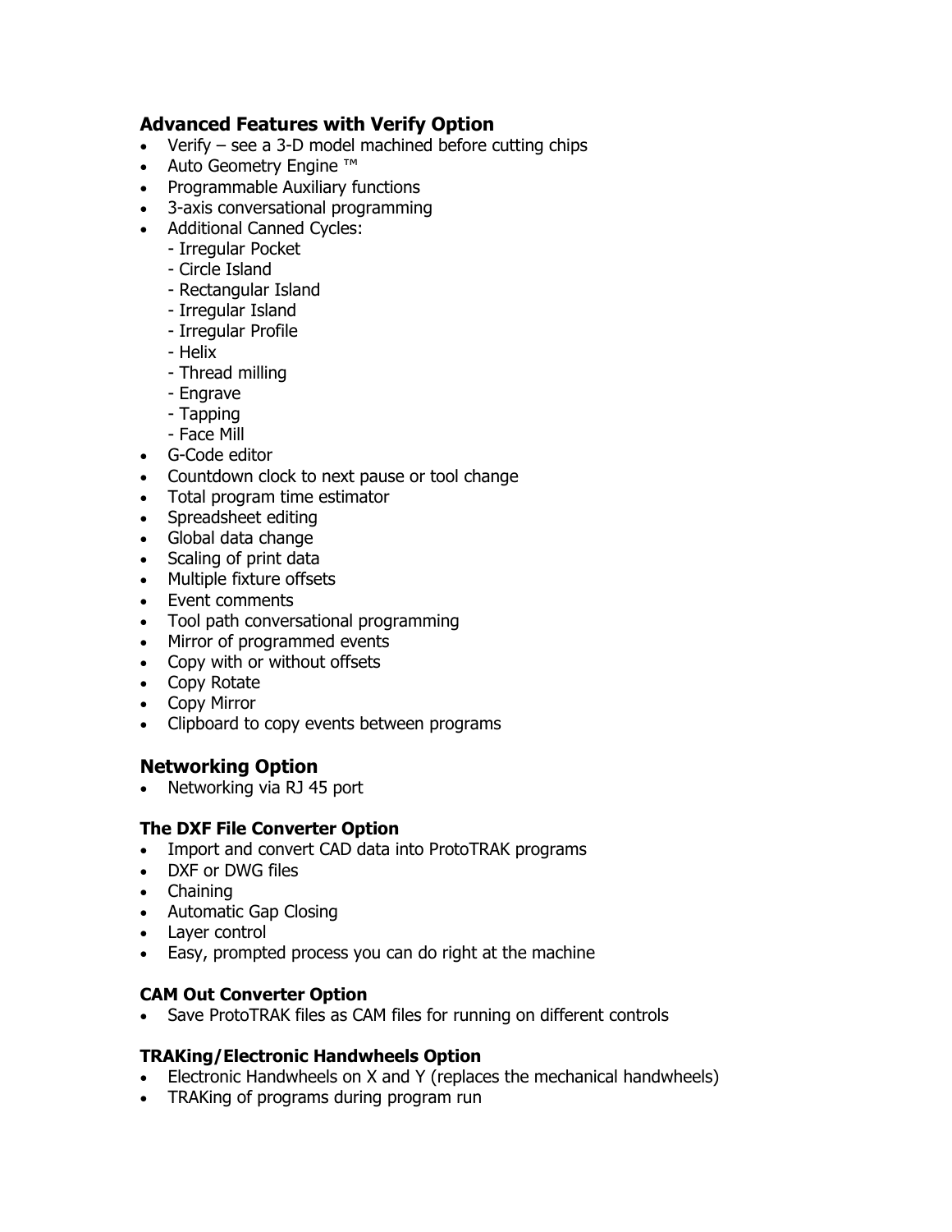## Advanced Features with Verify Option

- Verify – see a 3-D model machined before cutting chips
- Auto Geometry Engine ™
- Programmable Auxiliary functions
- 3-axis conversational programming
- Additional Canned Cycles:
  - Irregular Pocket
  - Circle Island
  - Rectangular Island
  - Irregular Island
  - Irregular Profile
  - Helix
  - Thread milling
  - Engrave
  - Tapping
  - Face Mill
- G-Code editor
- Countdown clock to next pause or tool change
- Total program time estimator
- Spreadsheet editing
- Global data change
- Scaling of print data
- Multiple fixture offsets
- Event comments
- Tool path conversational programming
- Mirror of programmed events
- Copy with or without offsets
- Copy Rotate
- Copy Mirror
- Clipboard to copy events between programs

## Networking Option

- Networking via RJ 45 port

### The DXF File Converter Option

- Import and convert CAD data into ProtoTRAK programs
- DXF or DWG files
- Chaining
- Automatic Gap Closing
- Layer control
- Easy, prompted process you can do right at the machine

### CAM Out Converter Option

- Save ProtoTRAK files as CAM files for running on different controls

### TRAKing/Electronic Handwheels Option

- Electronic Handwheels on X and Y (replaces the mechanical handwheels)
- TRAKing of programs during program run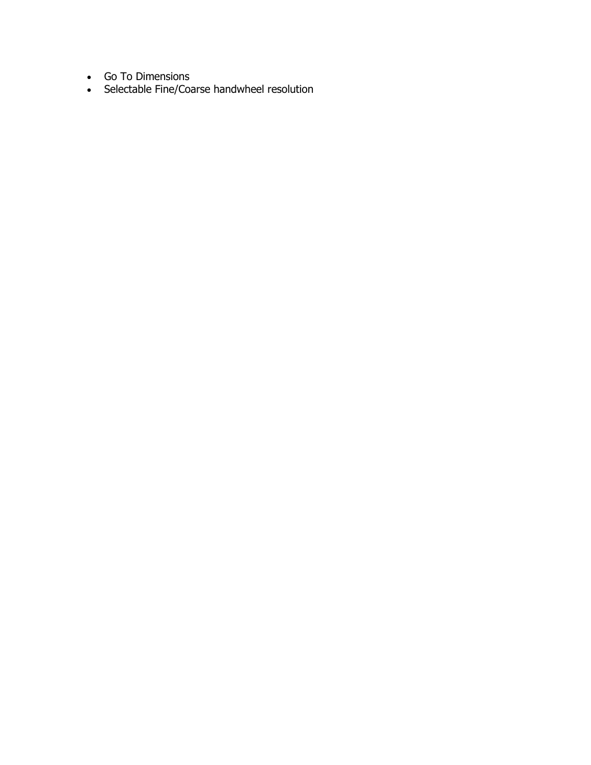- Go To Dimensions
- Selectable Fine/Coarse handwheel resolution